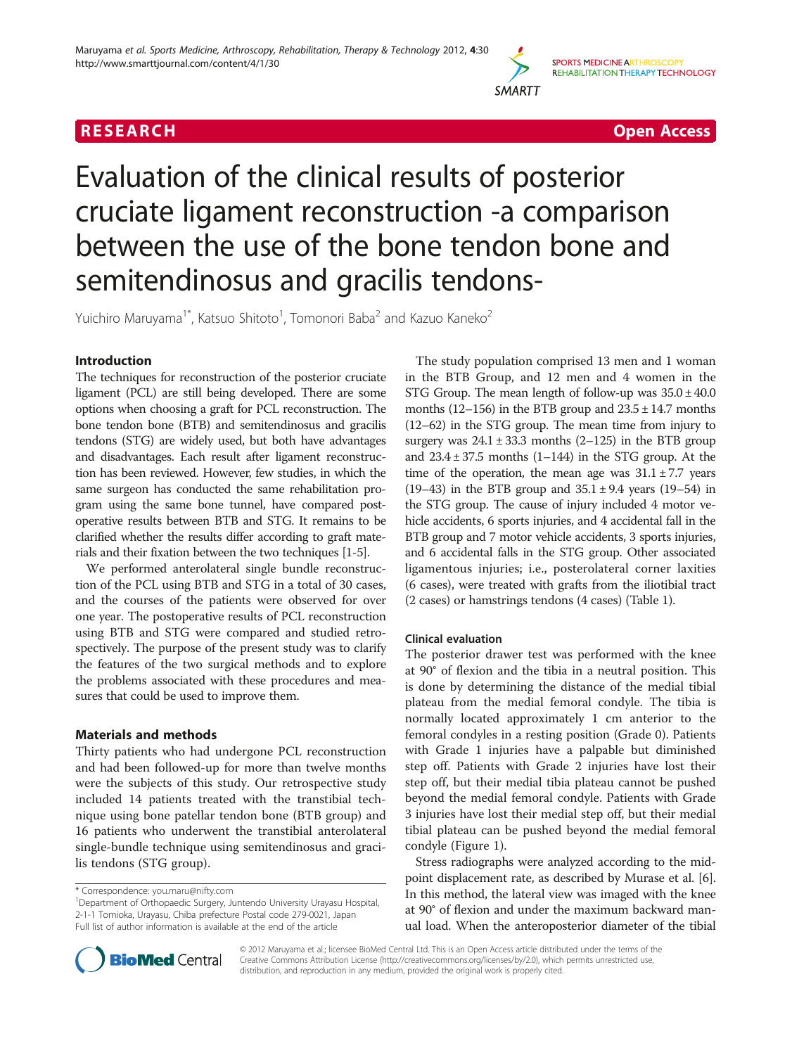RESEARCH **Open Access**

# Evaluation of the clinical results of posterior cruciate ligament reconstruction -a comparison between the use of the bone tendon bone and semitendinosus and gracilis tendons-

Yuichiro Maruyama[1*], Katsuo Shitoto[1], Tomonori Baba[2] and Kazuo Kaneko[2]

## Introduction

The techniques for reconstruction of the posterior cruciate ligament (PCL) are still being developed. There are some options when choosing a graft for PCL reconstruction. The bone tendon bone (BTB) and semitendinosus and gracilis tendons (STG) are widely used, but both have advantages and disadvantages. Each result after ligament reconstruction has been reviewed. However, few studies, in which the same surgeon has conducted the same rehabilitation program using the same bone tunnel, have compared postoperative results between BTB and STG. It remains to be clarified whether the results differ according to graft materials and their fixation between the two techniques [1-5].

We performed anterolateral single bundle reconstruction of the PCL using BTB and STG in a total of 30 cases, and the courses of the patients were observed for over one year. The postoperative results of PCL reconstruction using BTB and STG were compared and studied retrospectively. The purpose of the present study was to clarify the features of the two surgical methods and to explore the problems associated with these procedures and measures that could be used to improve them.

## Materials and methods

Thirty patients who had undergone PCL reconstruction and had been followed-up for more than twelve months were the subjects of this study. Our retrospective study included 14 patients treated with the transtibial technique using bone patellar tendon bone (BTB group) and 16 patients who underwent the transtibial anterolateral single-bundle technique using semitendinosus and gracilis tendons (STG group).

The study population comprised 13 men and 1 woman in the BTB Group, and 12 men and 4 women in the STG Group. The mean length of follow-up was 35.0 ± 40.0 months (12–156) in the BTB group and 23.5 ± 14.7 months (12–62) in the STG group. The mean time from injury to surgery was 24.1 ± 33.3 months (2–125) in the BTB group and 23.4 ± 37.5 months (1–144) in the STG group. At the time of the operation, the mean age was 31.1 ± 7.7 years (19–43) in the BTB group and 35.1 ± 9.4 years (19–54) in the STG group. The cause of injury included 4 motor vehicle accidents, 6 sports injuries, and 4 accidental fall in the BTB group and 7 motor vehicle accidents, 3 sports injuries, and 6 accidental falls in the STG group. Other associated ligamentous injuries; i.e., posterolateral corner laxities (6 cases), were treated with grafts from the iliotibial tract (2 cases) or hamstrings tendons (4 cases) (Table 1).

### Clinical evaluation

The posterior drawer test was performed with the knee at 90° of flexion and the tibia in a neutral position. This is done by determining the distance of the medial tibial plateau from the medial femoral condyle. The tibia is normally located approximately 1 cm anterior to the femoral condyles in a resting position (Grade 0). Patients with Grade 1 injuries have a palpable but diminished step off. Patients with Grade 2 injuries have lost their step off, but their medial tibia plateau cannot be pushed beyond the medial femoral condyle. Patients with Grade 3 injuries have lost their medial step off, but their medial tibial plateau can be pushed beyond the medial femoral condyle (Figure 1).

Stress radiographs were analyzed according to the midpoint displacement rate, as described by Murase et al. [6]. In this method, the lateral view was imaged with the knee at 90° of flexion and under the maximum backward manual load. When the anteroposterior diameter of the tibial

\* Correspondence: you.maru@nifty.com
[1]Department of Orthopaedic Surgery, Juntendo University Urayasu Hospital, 2-1-1 Tomioka, Urayasu, Chiba prefecture Postal code 279-0021, Japan
Full list of author information is available at the end of the article

© 2012 Maruyama et al.; licensee BioMed Central Ltd. This is an Open Access article distributed under the terms of the Creative Commons Attribution License (http://creativecommons.org/licenses/by/2.0), which permits unrestricted use, distribution, and reproduction in any medium, provided the original work is properly cited.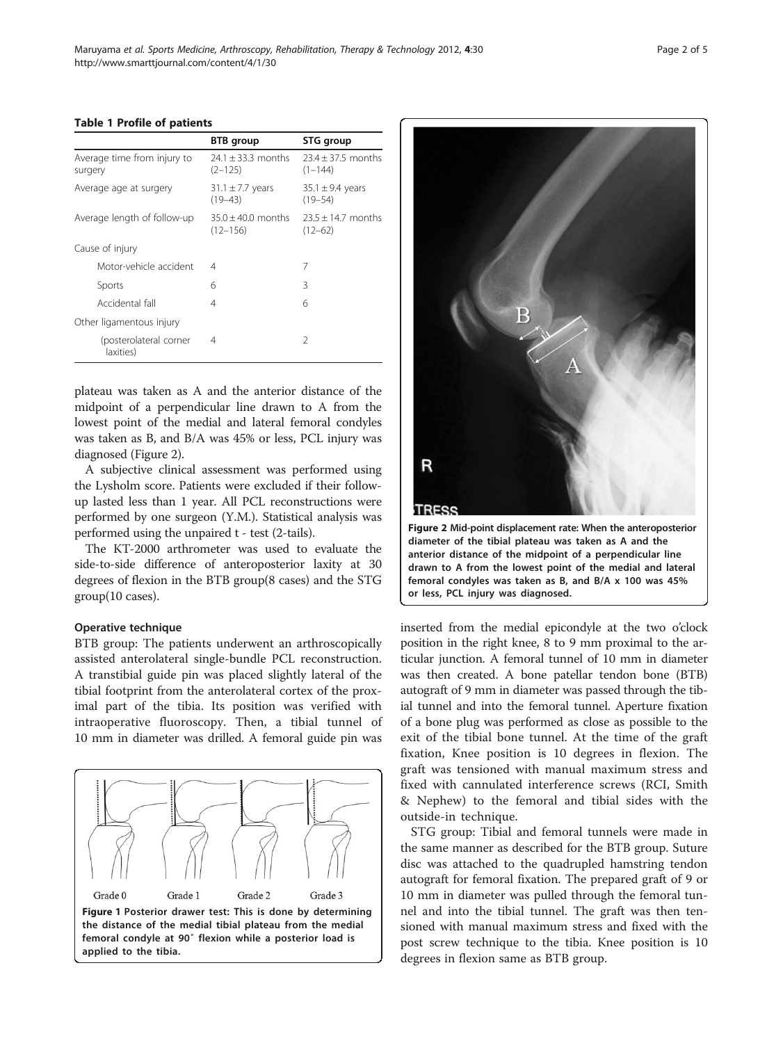**Table 1 Profile of patients**

| | BTB group | STG group |
|---|---|---|
| Average time from injury to surgery | 24.1 ± 33.3 months (2–125) | 23.4 ± 37.5 months (1–144) |
| Average age at surgery | 31.1 ± 7.7 years (19–43) | 35.1 ± 9.4 years (19–54) |
| Average length of follow-up | 35.0 ± 40.0 months (12–156) | 23.5 ± 14.7 months (12–62) |
| Cause of injury | | |
| Motor-vehicle accident | 4 | 7 |
| Sports | 6 | 3 |
| Accidental fall | 4 | 6 |
| Other ligamentous injury | | |
| (posterolateral corner laxities) | 4 | 2 |

plateau was taken as A and the anterior distance of the midpoint of a perpendicular line drawn to A from the lowest point of the medial and lateral femoral condyles was taken as B, and B/A was 45% or less, PCL injury was diagnosed (Figure 2).

A subjective clinical assessment was performed using the Lysholm score. Patients were excluded if their follow-up lasted less than 1 year. All PCL reconstructions were performed by one surgeon (Y.M.). Statistical analysis was performed using the unpaired t - test (2-tails).

The KT-2000 arthrometer was used to evaluate the side-to-side difference of anteroposterior laxity at 30 degrees of flexion in the BTB group(8 cases) and the STG group(10 cases).

### Operative technique

BTB group: The patients underwent an arthroscopically assisted anterolateral single-bundle PCL reconstruction. A transtibial guide pin was placed slightly lateral of the tibial footprint from the anterolateral cortex of the proximal part of the tibia. Its position was verified with intraoperative fluoroscopy. Then, a tibial tunnel of 10 mm in diameter was drilled. A femoral guide pin was inserted from the medial epicondyle at the two o'clock position in the right knee, 8 to 9 mm proximal to the articular junction. A femoral tunnel of 10 mm in diameter was then created. A bone patellar tendon bone (BTB) autograft of 9 mm in diameter was passed through the tibial tunnel and into the femoral tunnel. Aperture fixation of a bone plug was performed as close as possible to the exit of the tibial bone tunnel. At the time of the graft fixation, Knee position is 10 degrees in flexion. The graft was tensioned with manual maximum stress and fixed with cannulated interference screws (RCI, Smith & Nephew) to the femoral and tibial sides with the outside-in technique.

STG group: Tibial and femoral tunnels were made in the same manner as described for the BTB group. Suture disc was attached to the quadrupled hamstring tendon autograft for femoral fixation. The prepared graft of 9 or 10 mm in diameter was pulled through the femoral tunnel and into the tibial tunnel. The graft was then tensioned with manual maximum stress and fixed with the post screw technique to the tibia. Knee position is 10 degrees in flexion same as BTB group.

**Figure 1 Posterior drawer test: This is done by determining the distance of the medial tibial plateau from the medial femoral condyle at 90˚ flexion while a posterior load is applied to the tibia.**

**Figure 2 Mid-point displacement rate: When the anteroposterior diameter of the tibial plateau was taken as A and the anterior distance of the midpoint of a perpendicular line drawn to A from the lowest point of the medial and lateral femoral condyles was taken as B, and B/A x 100 was 45% or less, PCL injury was diagnosed.**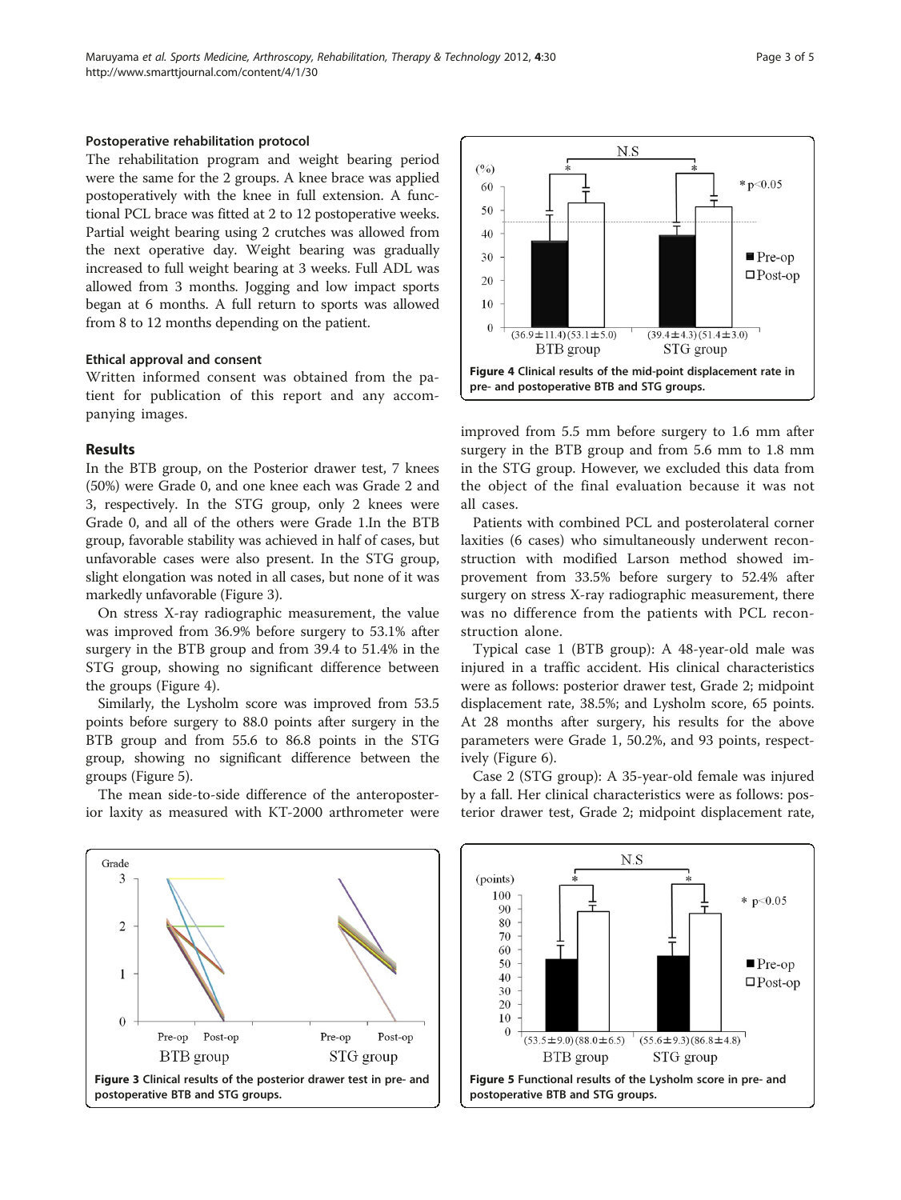#### Postoperative rehabilitation protocol

The rehabilitation program and weight bearing period were the same for the 2 groups. A knee brace was applied postoperatively with the knee in full extension. A functional PCL brace was fitted at 2 to 12 postoperative weeks. Partial weight bearing using 2 crutches was allowed from the next operative day. Weight bearing was gradually increased to full weight bearing at 3 weeks. Full ADL was allowed from 3 months. Jogging and low impact sports began at 6 months. A full return to sports was allowed from 8 to 12 months depending on the patient.

#### Ethical approval and consent

Written informed consent was obtained from the patient for publication of this report and any accompanying images.

## Results

In the BTB group, on the Posterior drawer test, 7 knees (50%) were Grade 0, and one knee each was Grade 2 and 3, respectively. In the STG group, only 2 knees were Grade 0, and all of the others were Grade 1.In the BTB group, favorable stability was achieved in half of cases, but unfavorable cases were also present. In the STG group, slight elongation was noted in all cases, but none of it was markedly unfavorable (Figure 3).

On stress X-ray radiographic measurement, the value was improved from 36.9% before surgery to 53.1% after surgery in the BTB group and from 39.4 to 51.4% in the STG group, showing no significant difference between the groups (Figure 4).

Similarly, the Lysholm score was improved from 53.5 points before surgery to 88.0 points after surgery in the BTB group and from 55.6 to 86.8 points in the STG group, showing no significant difference between the groups (Figure 5).

The mean side-to-side difference of the anteroposterior laxity as measured with KT-2000 arthrometer were improved from 5.5 mm before surgery to 1.6 mm after surgery in the BTB group and from 5.6 mm to 1.8 mm in the STG group. However, we excluded this data from the object of the final evaluation because it was not all cases.

Patients with combined PCL and posterolateral corner laxities (6 cases) who simultaneously underwent reconstruction with modified Larson method showed improvement from 33.5% before surgery to 52.4% after surgery on stress X-ray radiographic measurement, there was no difference from the patients with PCL reconstruction alone.

Typical case 1 (BTB group): A 48-year-old male was injured in a traffic accident. His clinical characteristics were as follows: posterior drawer test, Grade 2; midpoint displacement rate, 38.5%; and Lysholm score, 65 points. At 28 months after surgery, his results for the above parameters were Grade 1, 50.2%, and 93 points, respectively (Figure 6).

Case 2 (STG group): A 35-year-old female was injured by a fall. Her clinical characteristics were as follows: posterior drawer test, Grade 2; midpoint displacement rate,

**Figure 4** Clinical results of the mid-point displacement rate in pre- and postoperative BTB and STG groups.

**Figure 3** Clinical results of the posterior drawer test in pre- and postoperative BTB and STG groups.

**Figure 5** Functional results of the Lysholm score in pre- and postoperative BTB and STG groups.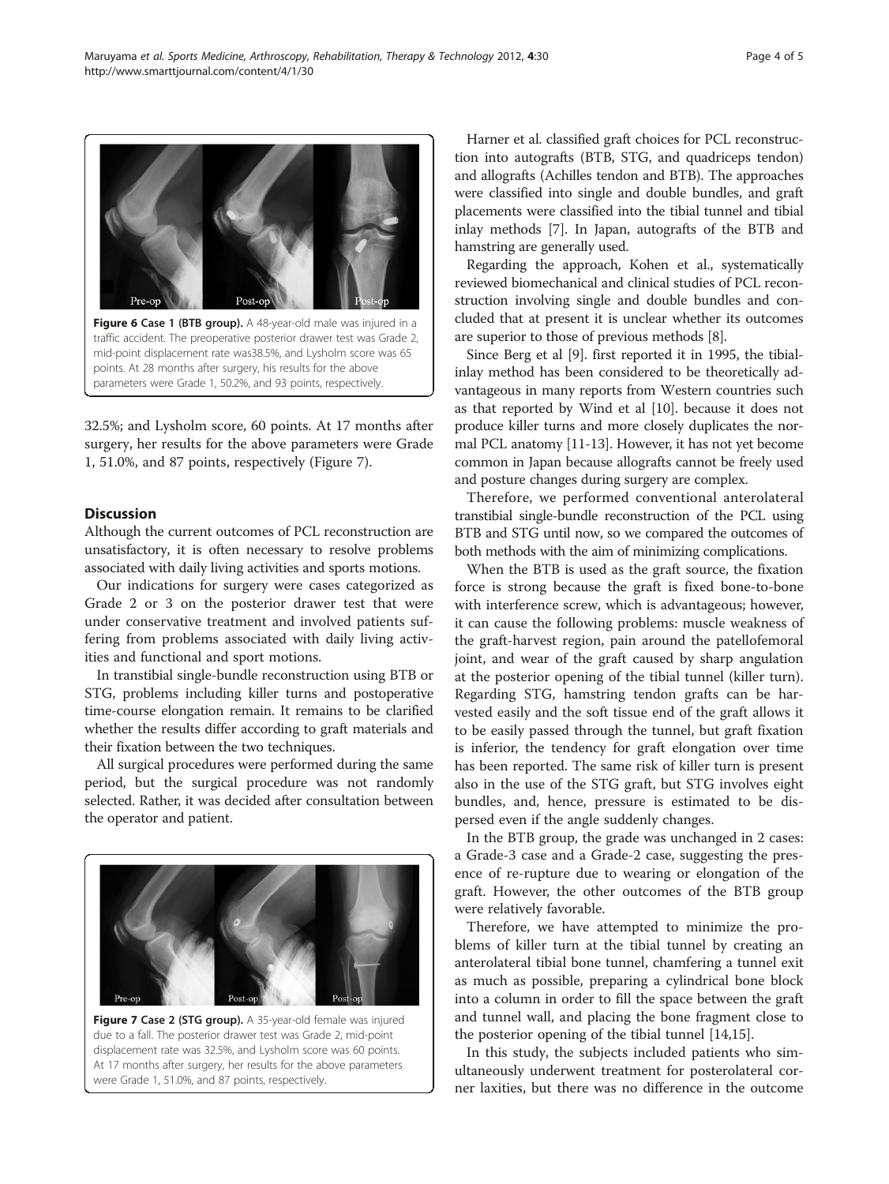Figure 6 Case 1 (BTB group). A 48-year-old male was injured in a traffic accident. The preoperative posterior drawer test was Grade 2, mid-point displacement rate was38.5%, and Lysholm score was 65 points. At 28 months after surgery, his results for the above parameters were Grade 1, 50.2%, and 93 points, respectively.

32.5%; and Lysholm score, 60 points. At 17 months after surgery, her results for the above parameters were Grade 1, 51.0%, and 87 points, respectively (Figure 7).

## Discussion

Although the current outcomes of PCL reconstruction are unsatisfactory, it is often necessary to resolve problems associated with daily living activities and sports motions.

Our indications for surgery were cases categorized as Grade 2 or 3 on the posterior drawer test that were under conservative treatment and involved patients suffering from problems associated with daily living activities and functional and sport motions.

In transtibial single-bundle reconstruction using BTB or STG, problems including killer turns and postoperative time-course elongation remain. It remains to be clarified whether the results differ according to graft materials and their fixation between the two techniques.

All surgical procedures were performed during the same period, but the surgical procedure was not randomly selected. Rather, it was decided after consultation between the operator and patient.

Figure 7 Case 2 (STG group). A 35-year-old female was injured due to a fall. The posterior drawer test was Grade 2, mid-point displacement rate was 32.5%, and Lysholm score was 60 points. At 17 months after surgery, her results for the above parameters were Grade 1, 51.0%, and 87 points, respectively.

Harner et al. classified graft choices for PCL reconstruction into autografts (BTB, STG, and quadriceps tendon) and allografts (Achilles tendon and BTB). The approaches were classified into single and double bundles, and graft placements were classified into the tibial tunnel and tibial inlay methods [7]. In Japan, autografts of the BTB and hamstring are generally used.

Regarding the approach, Kohen et al., systematically reviewed biomechanical and clinical studies of PCL reconstruction involving single and double bundles and concluded that at present it is unclear whether its outcomes are superior to those of previous methods [8].

Since Berg et al [9]. first reported it in 1995, the tibial-inlay method has been considered to be theoretically advantageous in many reports from Western countries such as that reported by Wind et al [10]. because it does not produce killer turns and more closely duplicates the normal PCL anatomy [11-13]. However, it has not yet become common in Japan because allografts cannot be freely used and posture changes during surgery are complex.

Therefore, we performed conventional anterolateral transtibial single-bundle reconstruction of the PCL using BTB and STG until now, so we compared the outcomes of both methods with the aim of minimizing complications.

When the BTB is used as the graft source, the fixation force is strong because the graft is fixed bone-to-bone with interference screw, which is advantageous; however, it can cause the following problems: muscle weakness of the graft-harvest region, pain around the patellofemoral joint, and wear of the graft caused by sharp angulation at the posterior opening of the tibial tunnel (killer turn). Regarding STG, hamstring tendon grafts can be harvested easily and the soft tissue end of the graft allows it to be easily passed through the tunnel, but graft fixation is inferior, the tendency for graft elongation over time has been reported. The same risk of killer turn is present also in the use of the STG graft, but STG involves eight bundles, and, hence, pressure is estimated to be dispersed even if the angle suddenly changes.

In the BTB group, the grade was unchanged in 2 cases: a Grade-3 case and a Grade-2 case, suggesting the presence of re-rupture due to wearing or elongation of the graft. However, the other outcomes of the BTB group were relatively favorable.

Therefore, we have attempted to minimize the problems of killer turn at the tibial tunnel by creating an anterolateral tibial bone tunnel, chamfering a tunnel exit as much as possible, preparing a cylindrical bone block into a column in order to fill the space between the graft and tunnel wall, and placing the bone fragment close to the posterior opening of the tibial tunnel [14,15].

In this study, the subjects included patients who simultaneously underwent treatment for posterolateral corner laxities, but there was no difference in the outcome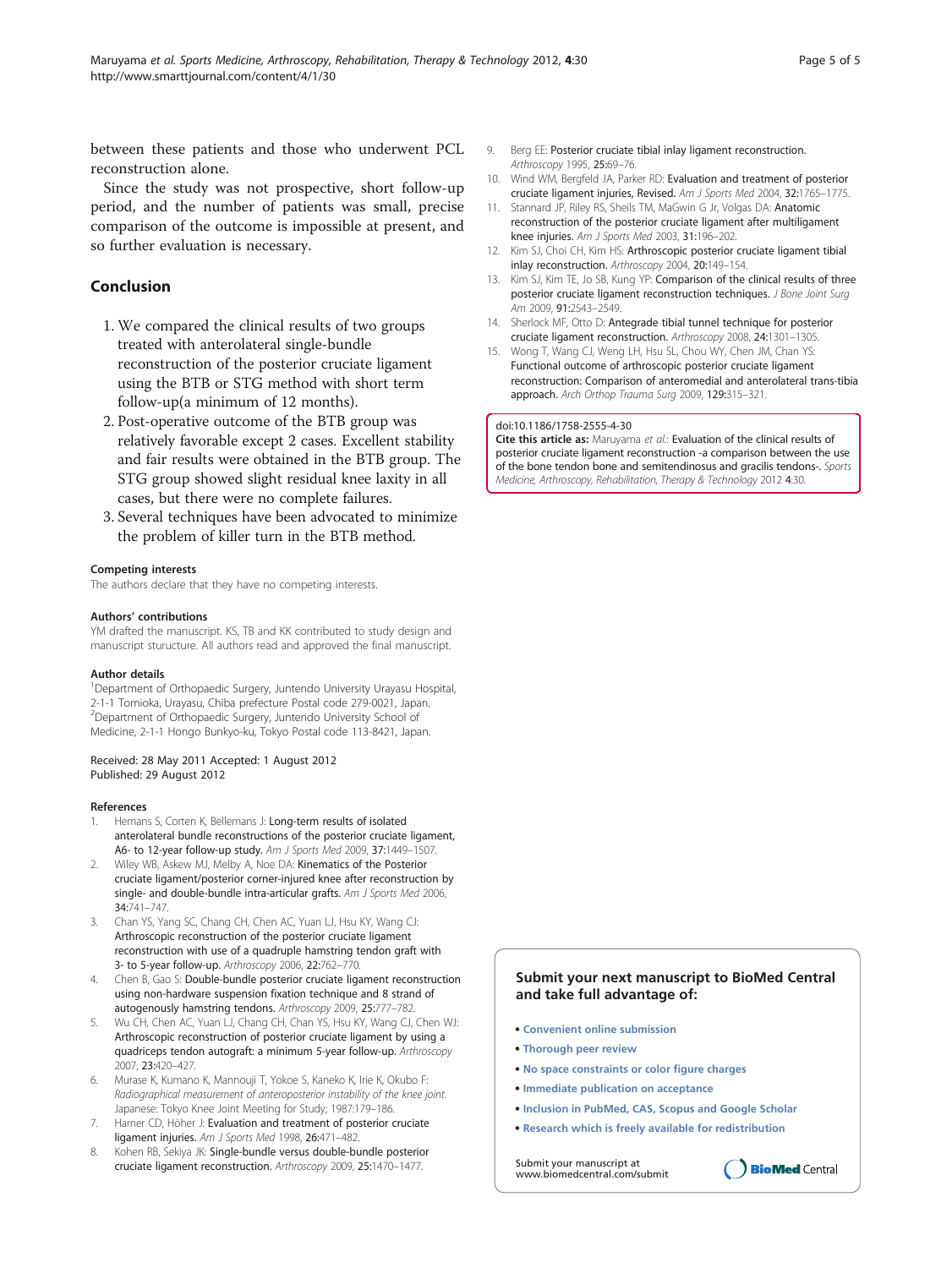between these patients and those who underwent PCL reconstruction alone.

Since the study was not prospective, short follow-up period, and the number of patients was small, precise comparison of the outcome is impossible at present, and so further evaluation is necessary.

## Conclusion

1. We compared the clinical results of two groups treated with anterolateral single-bundle reconstruction of the posterior cruciate ligament using the BTB or STG method with short term follow-up(a minimum of 12 months).
2. Post-operative outcome of the BTB group was relatively favorable except 2 cases. Excellent stability and fair results were obtained in the BTB group. The STG group showed slight residual knee laxity in all cases, but there were no complete failures.
3. Several techniques have been advocated to minimize the problem of killer turn in the BTB method.

#### Competing interests

The authors declare that they have no competing interests.

#### Authors' contributions

YM drafted the manuscript. KS, TB and KK contributed to study design and manuscript sturucture. All authors read and approved the final manuscript.

#### Author details

[1]Department of Orthopaedic Surgery, Juntendo University Urayasu Hospital, 2-1-1 Tomioka, Urayasu, Chiba prefecture Postal code 279-0021, Japan. [2]Department of Orthopaedic Surgery, Juntendo University School of Medicine, 2-1-1 Hongo Bunkyo-ku, Tokyo Postal code 113-8421, Japan.

Received: 28 May 2011 Accepted: 1 August 2012
Published: 29 August 2012

#### References

1. Hemans S, Corten K, Bellemans J: **Long-term results of isolated anterolateral bundle reconstructions of the posterior cruciate ligament, A6- to 12-year follow-up study.** *Am J Sports Med* 2009, **37:**1449–1507.
2. Wiley WB, Askew MJ, Melby A, Noe DA: **Kinematics of the Posterior cruciate ligament/posterior corner-injured knee after reconstruction by single- and double-bundle intra-articular grafts.** *Am J Sports Med* 2006, **34:**741–747.
3. Chan YS, Yang SC, Chang CH, Chen AC, Yuan LJ, Hsu KY, Wang CJ: **Arthroscopic reconstruction of the posterior cruciate ligament reconstruction with use of a quadruple hamstring tendon graft with 3- to 5-year follow-up.** *Arthroscopy* 2006, **22:**762–770.
4. Chen B, Gao S: **Double-bundle posterior cruciate ligament reconstruction using non-hardware suspension fixation technique and 8 strand of autogenously hamstring tendons.** *Arthroscopy* 2009, **25:**777–782.
5. Wu CH, Chen AC, Yuan LJ, Chang CH, Chan YS, Hsu KY, Wang CJ, Chen WJ: **Arthroscopic reconstruction of posterior cruciate ligament by using a quadriceps tendon autograft: a minimum 5-year follow-up.** *Arthroscopy* 2007, **23:**420–427.
6. Murase K, Kumano K, Mannouji T, Yokoe S, Kaneko K, Irie K, Okubo F: *Radiographical measurement of anteroposterior instability of the knee joint.* Japanese: Tokyo Knee Joint Meeting for Study; 1987:179–186.
7. Harner CD, Höher J: **Evaluation and treatment of posterior cruciate ligament injuries.** *Am J Sports Med* 1998, **26:**471–482.
8. Kohen RB, Sekiya JK: **Single-bundle versus double-bundle posterior cruciate ligament reconstruction.** *Arthroscopy* 2009, **25:**1470–1477.
9. Berg EE: **Posterior cruciate tibial inlay ligament reconstruction.** *Arthroscopy* 1995, **25:**69–76.
10. Wind WM, Bergfeld JA, Parker RD: **Evaluation and treatment of posterior cruciate ligament injuries, Revised.** *Am J Sports Med* 2004, **32:**1765–1775.
11. Stannard JP, Riley RS, Sheils TM, MaGwin G Jr, Volgas DA: **Anatomic reconstruction of the posterior cruciate ligament after multiligament knee injuries.** *Am J Sports Med* 2003, **31:**196–202.
12. Kim SJ, Choi CH, Kim HS: **Arthroscopic posterior cruciate ligament tibial inlay reconstruction.** *Arthroscopy* 2004, **20:**149–154.
13. Kim SJ, Kim TE, Jo SB, Kung YP: **Comparison of the clinical results of three posterior cruciate ligament reconstruction techniques.** *J Bone Joint Surg Am* 2009, **91:**2543–2549.
14. Sherlock MF, Otto D: **Antegrade tibial tunnel technique for posterior cruciate ligament reconstruction.** *Arthroscopy* 2008, **24:**1301–1305.
15. Wong T, Wang CJ, Weng LH, Hsu SL, Chou WY, Chen JM, Chan YS: **Functional outcome of arthroscopic posterior cruciate ligament reconstruction: Comparison of anteromedial and anterolateral trans-tibia approach.** *Arch Orthop Trauma Surg* 2009, **129:**315–321.

doi:10.1186/1758-2555-4-30

**Cite this article as:** Maruyama *et al.*: Evaluation of the clinical results of posterior cruciate ligament reconstruction -a comparison between the use of the bone tendon bone and semitendinosus and gracilis tendons-. *Sports Medicine, Arthroscopy, Rehabilitation, Therapy & Technology* 2012 **4**:30.

**Submit your next manuscript to BioMed Central and take full advantage of:**

- Convenient online submission
- Thorough peer review
- No space constraints or color figure charges
- Immediate publication on acceptance
- Inclusion in PubMed, CAS, Scopus and Google Scholar
- Research which is freely available for redistribution

Submit your manuscript at www.biomedcentral.com/submit

BioMed Central